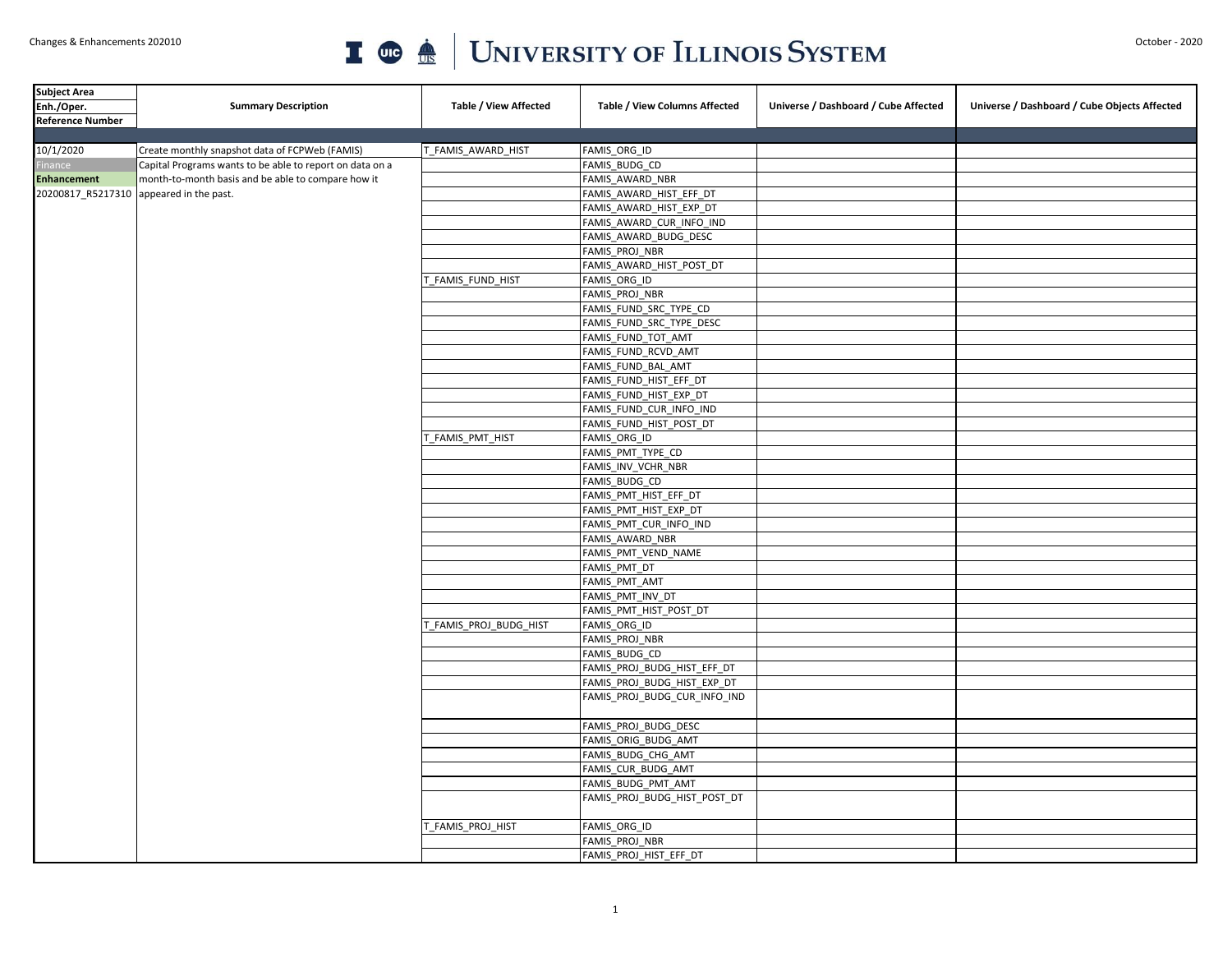| Subject Area<br>Enh./Oper.<br>Reference Number | Summary Description | Table / View Affected | Table / View Columns Affected | Universe / Dashboard / Cube Affected | Universe / Dashboard / Cube Objects Affected |
|---|---|---|---|---|---|
| 10/1/2020 | Create monthly snapshot data of FCPWeb (FAMIS) | T_FAMIS_AWARD_HIST | FAMIS_ORG_ID | | |
| Finance | Capital Programs wants to be able to report on data on a | | FAMIS_BUDG_CD | | |
| **Enhancement** | month-to-month basis and be able to compare how it | | FAMIS_AWARD_NBR | | |
| 20200817_R5217310 | appeared in the past. | | FAMIS_AWARD_HIST_EFF_DT | | |
| | | | FAMIS_AWARD_HIST_EXP_DT | | |
| | | | FAMIS_AWARD_CUR_INFO_IND | | |
| | | | FAMIS_AWARD_BUDG_DESC | | |
| | | | FAMIS_PROJ_NBR | | |
| | | | FAMIS_AWARD_HIST_POST_DT | | |
| | | T_FAMIS_FUND_HIST | FAMIS_ORG_ID | | |
| | | | FAMIS_PROJ_NBR | | |
| | | | FAMIS_FUND_SRC_TYPE_CD | | |
| | | | FAMIS_FUND_SRC_TYPE_DESC | | |
| | | | FAMIS_FUND_TOT_AMT | | |
| | | | FAMIS_FUND_RCVD_AMT | | |
| | | | FAMIS_FUND_BAL_AMT | | |
| | | | FAMIS_FUND_HIST_EFF_DT | | |
| | | | FAMIS_FUND_HIST_EXP_DT | | |
| | | | FAMIS_FUND_CUR_INFO_IND | | |
| | | | FAMIS_FUND_HIST_POST_DT | | |
| | | T_FAMIS_PMT_HIST | FAMIS_ORG_ID | | |
| | | | FAMIS_PMT_TYPE_CD | | |
| | | | FAMIS_INV_VCHR_NBR | | |
| | | | FAMIS_BUDG_CD | | |
| | | | FAMIS_PMT_HIST_EFF_DT | | |
| | | | FAMIS_PMT_HIST_EXP_DT | | |
| | | | FAMIS_PMT_CUR_INFO_IND | | |
| | | | FAMIS_AWARD_NBR | | |
| | | | FAMIS_PMT_VEND_NAME | | |
| | | | FAMIS_PMT_DT | | |
| | | | FAMIS_PMT_AMT | | |
| | | | FAMIS_PMT_INV_DT | | |
| | | | FAMIS_PMT_HIST_POST_DT | | |
| | | T_FAMIS_PROJ_BUDG_HIST | FAMIS_ORG_ID | | |
| | | | FAMIS_PROJ_NBR | | |
| | | | FAMIS_BUDG_CD | | |
| | | | FAMIS_PROJ_BUDG_HIST_EFF_DT | | |
| | | | FAMIS_PROJ_BUDG_HIST_EXP_DT | | |
| | | | FAMIS_PROJ_BUDG_CUR_INFO_IND | | |
| | | | FAMIS_PROJ_BUDG_DESC | | |
| | | | FAMIS_ORIG_BUDG_AMT | | |
| | | | FAMIS_BUDG_CHG_AMT | | |
| | | | FAMIS_CUR_BUDG_AMT | | |
| | | | FAMIS_BUDG_PMT_AMT | | |
| | | | FAMIS_PROJ_BUDG_HIST_POST_DT | | |
| | | T_FAMIS_PROJ_HIST | FAMIS_ORG_ID | | |
| | | | FAMIS_PROJ_NBR | | |
| | | | FAMIS_PROJ_HIST_EFF_DT | | |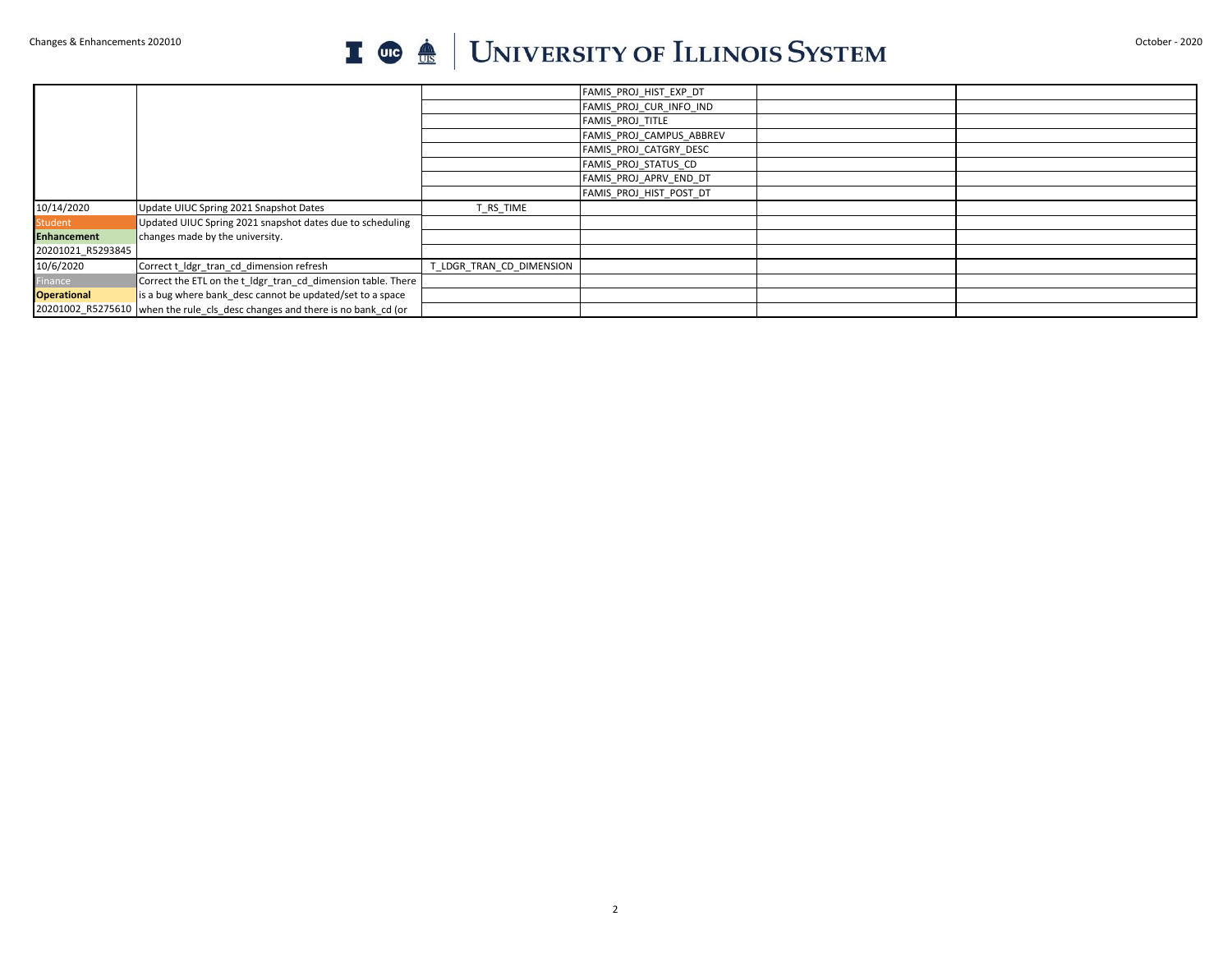| | | | | | |
|---|---|---|---|---|---|
| | | | FAMIS_PROJ_HIST_EXP_DT | | |
| | | | FAMIS_PROJ_CUR_INFO_IND | | |
| | | | FAMIS_PROJ_TITLE | | |
| | | | FAMIS_PROJ_CAMPUS_ABBREV | | |
| | | | FAMIS_PROJ_CATGRY_DESC | | |
| | | | FAMIS_PROJ_STATUS_CD | | |
| | | | FAMIS_PROJ_APRV_END_DT | | |
| | | | FAMIS_PROJ_HIST_POST_DT | | |
| 10/14/2020 | Update UIUC Spring 2021 Snapshot Dates | T_RS_TIME | | | |
| Student | Updated UIUC Spring 2021 snapshot dates due to scheduling | | | | |
| **Enhancement** | changes made by the university. | | | | |
| 20201021_R5293845 | | | | | |
| 10/6/2020 | Correct t_ldgr_tran_cd_dimension refresh | T_LDGR_TRAN_CD_DIMENSION | | | |
| Finance | Correct the ETL on the t_ldgr_tran_cd_dimension table. There | | | | |
| **Operational** | is a bug where bank_desc cannot be updated/set to a space | | | | |
| 20201002_R5275610 | when the rule_cls_desc changes and there is no bank_cd (or | | | | |